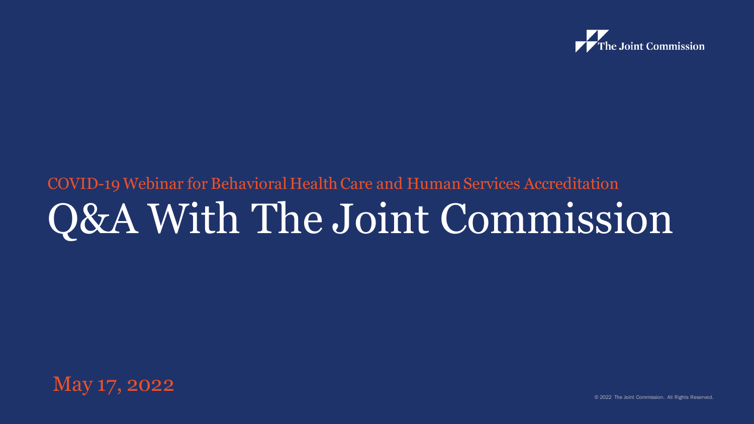The Joint Commission

COVID-19 Webinar for Behavioral Health Care and Human Services Accreditation

# Q&A With The Joint Commission

May 17, 2022

© 2022 The Joint Commission. All Rights Reserved.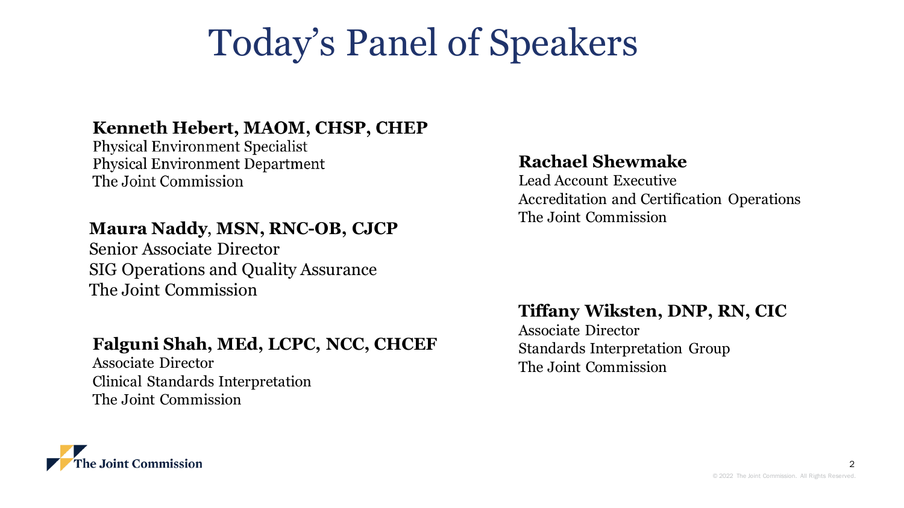# Today's Panel of Speakers

**Kenneth Hebert, MAOM, CHSP, CHEP**
Physical Environment Specialist
Physical Environment Department
The Joint Commission

**Maura Naddy, MSN, RNC-OB, CJCP**
Senior Associate Director
SIG Operations and Quality Assurance
The Joint Commission

**Falguni Shah, MEd, LCPC, NCC, CHCEF**
Associate Director
Clinical Standards Interpretation
The Joint Commission

**Rachael Shewmake**
Lead Account Executive
Accreditation and Certification Operations
The Joint Commission

**Tiffany Wiksten, DNP, RN, CIC**
Associate Director
Standards Interpretation Group
The Joint Commission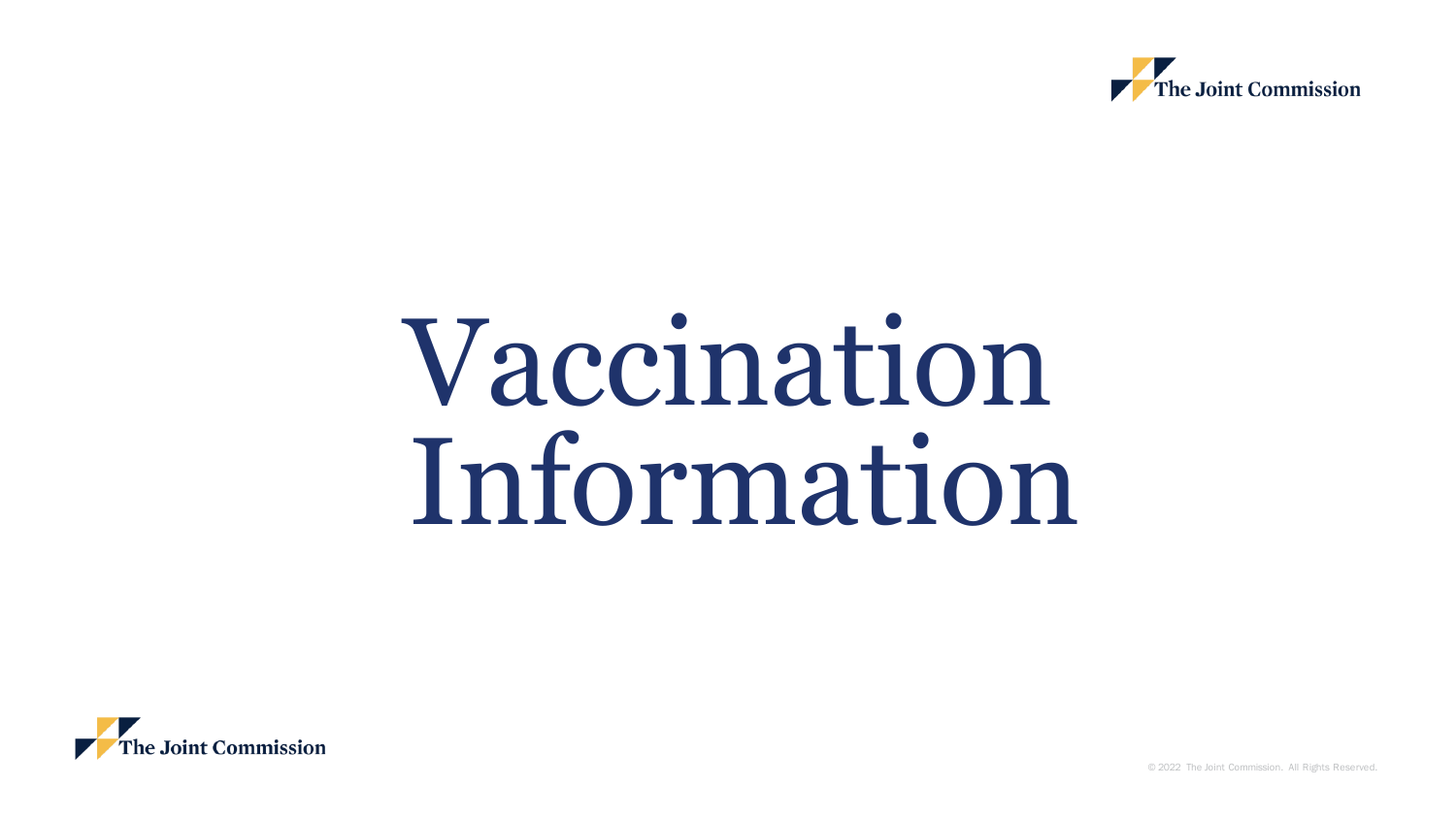# Vaccination Information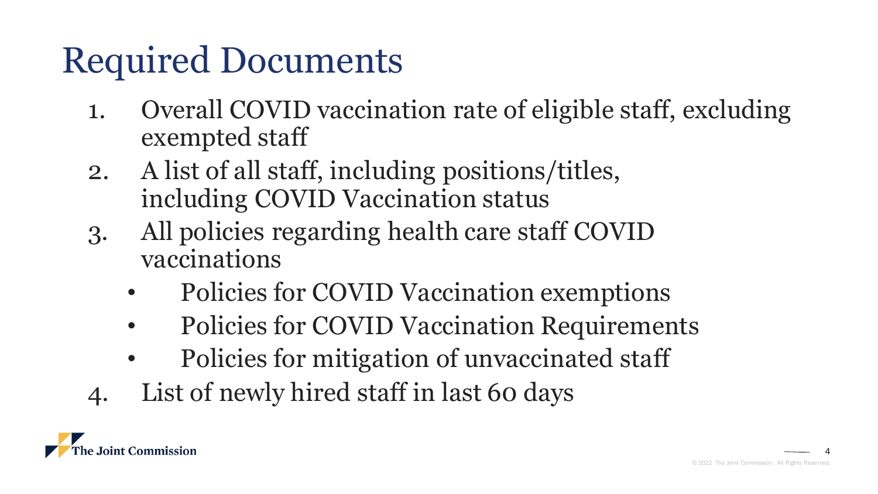# Required Documents

1. Overall COVID vaccination rate of eligible staff, excluding exempted staff
2. A list of all staff, including positions/titles, including COVID Vaccination status
3. All policies regarding health care staff COVID vaccinations
   - Policies for COVID Vaccination exemptions
   - Policies for COVID Vaccination Requirements
   - Policies for mitigation of unvaccinated staff
4. List of newly hired staff in last 60 days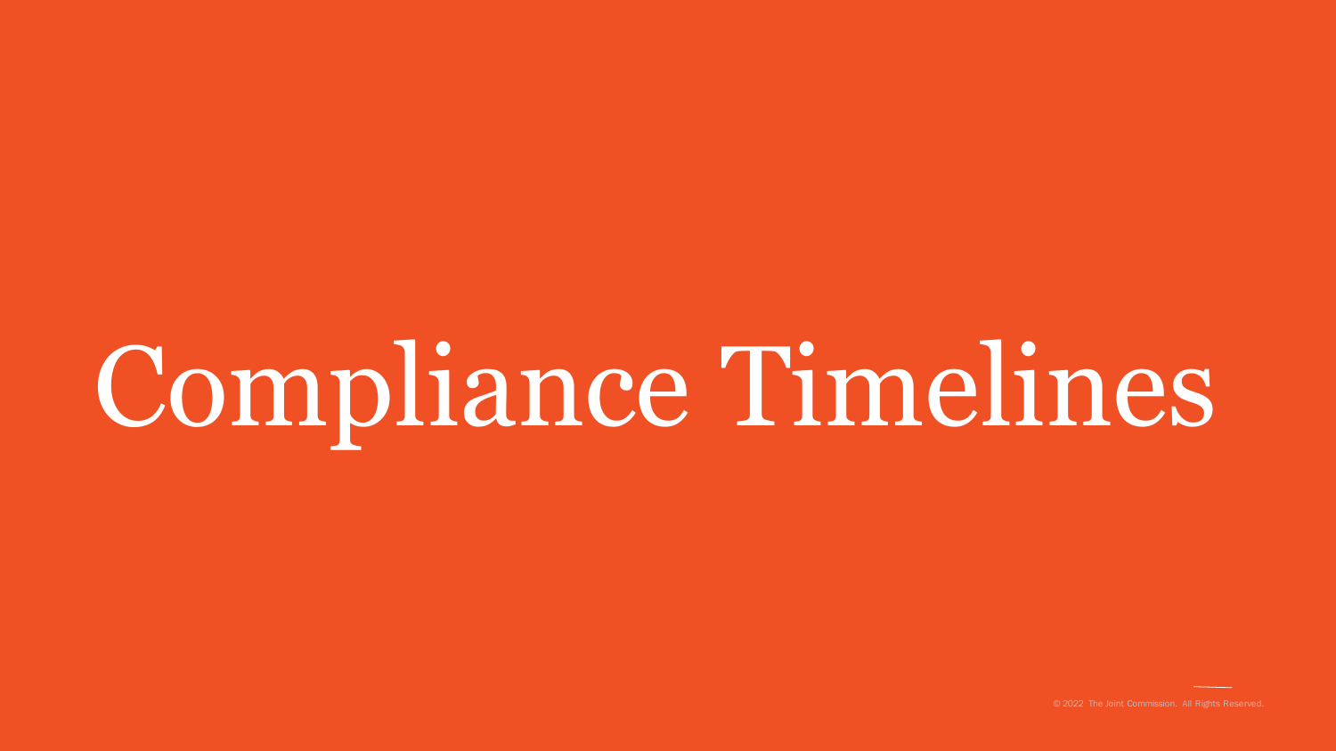# Compliance Timelines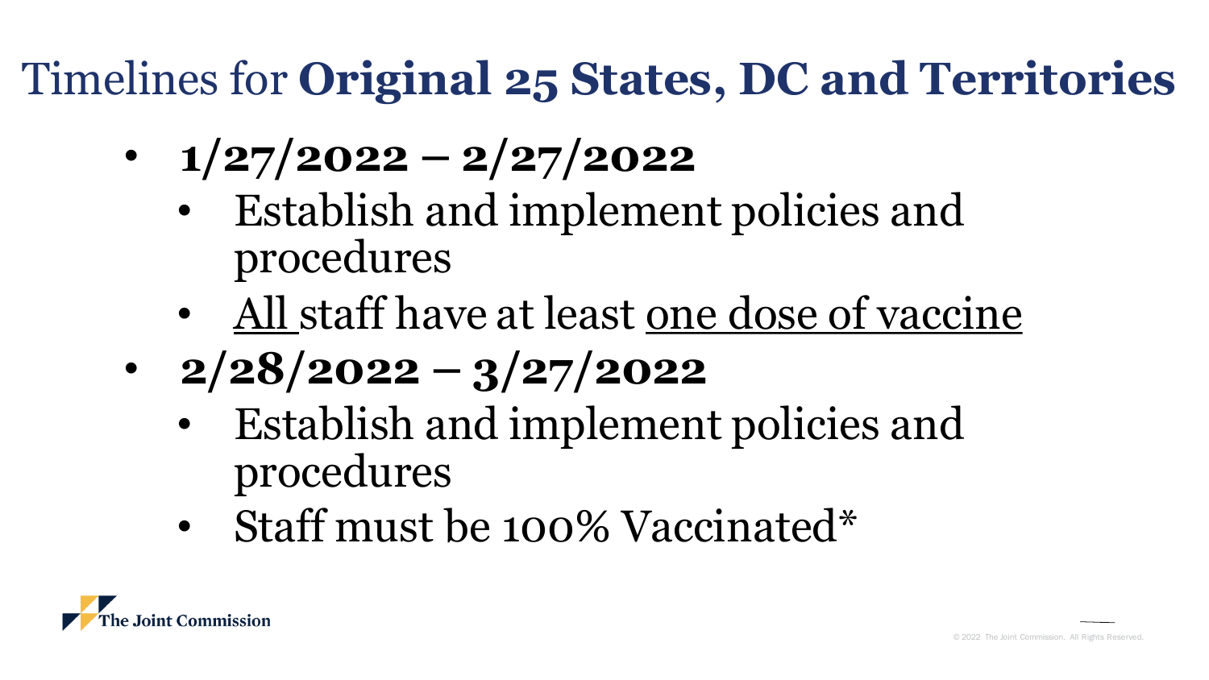# Timelines for **Original 25 States, DC and Territories**

- **1/27/2022 – 2/27/2022**
  - Establish and implement policies and procedures
  - <u>All</u> staff have at least <u>one dose of vaccine</u>
- **2/28/2022 – 3/27/2022**
  - Establish and implement policies and procedures
  - Staff must be 100% Vaccinated*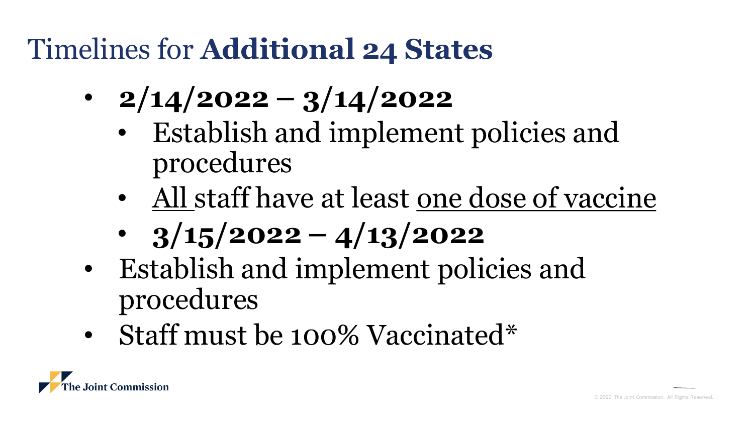# Timelines for **Additional 24 States**

- **2/14/2022 – 3/14/2022**
  - Establish and implement policies and procedures
  - All staff have at least one dose of vaccine
  - **3/15/2022 – 4/13/2022**
- Establish and implement policies and procedures
- Staff must be 100% Vaccinated*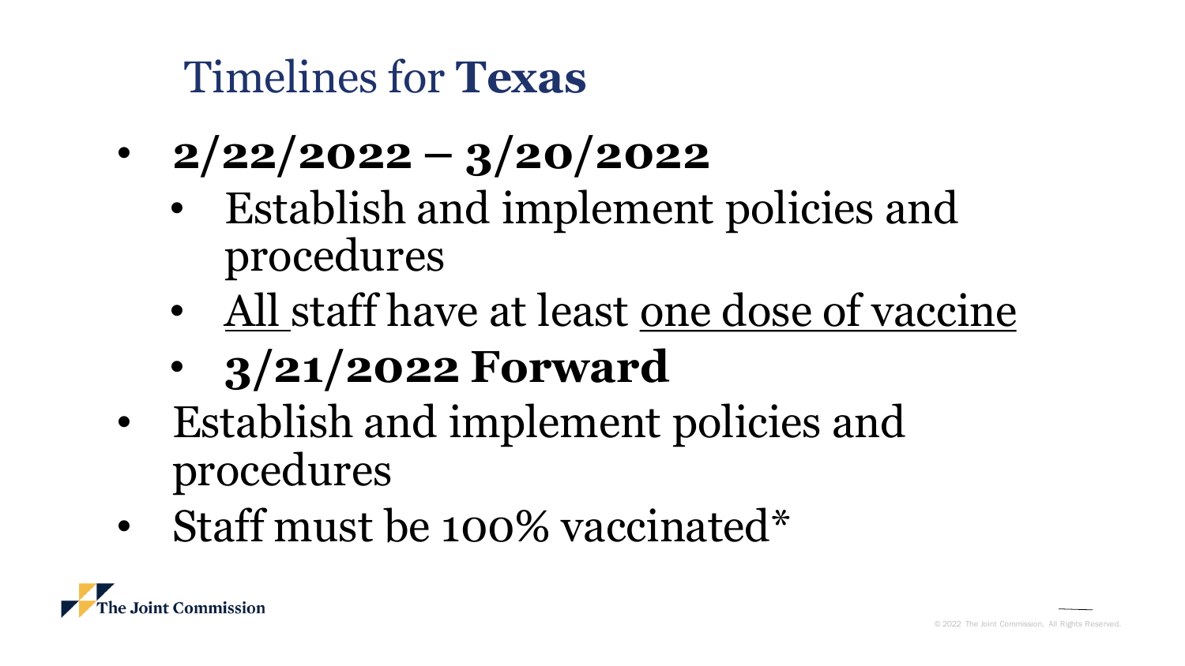# Timelines for **Texas**

- **2/22/2022 – 3/20/2022**
  - Establish and implement policies and procedures
  - All staff have at least one dose of vaccine
  - **3/21/2022 Forward**
- Establish and implement policies and procedures
- Staff must be 100% vaccinated*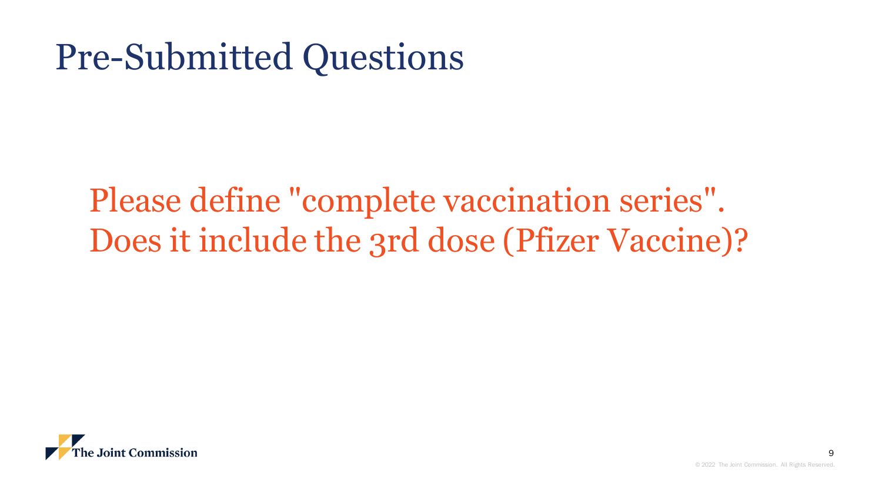# Pre-Submitted Questions

Please define "complete vaccination series". Does it include the 3rd dose (Pfizer Vaccine)?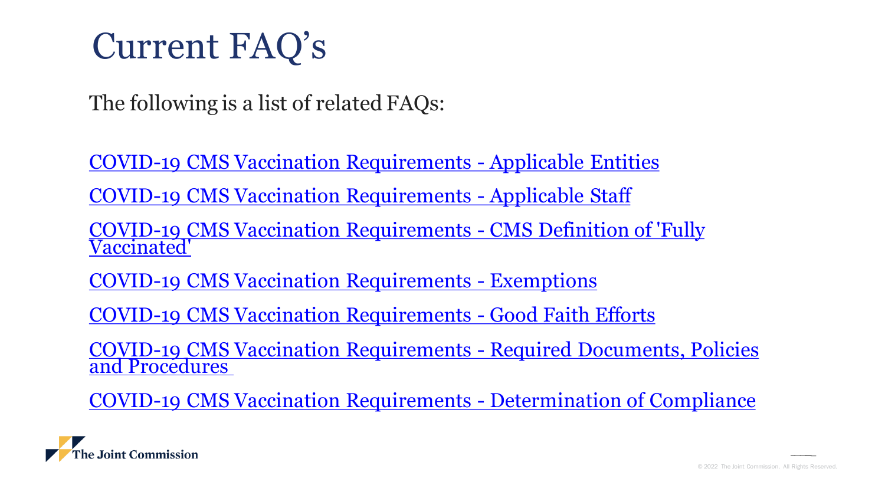# Current FAQ's

The following is a list of related FAQs:

- COVID-19 CMS Vaccination Requirements - Applicable Entities
- COVID-19 CMS Vaccination Requirements - Applicable Staff
- COVID-19 CMS Vaccination Requirements - CMS Definition of 'Fully Vaccinated'
- COVID-19 CMS Vaccination Requirements - Exemptions
- COVID-19 CMS Vaccination Requirements - Good Faith Efforts
- COVID-19 CMS Vaccination Requirements - Required Documents, Policies and Procedures
- COVID-19 CMS Vaccination Requirements - Determination of Compliance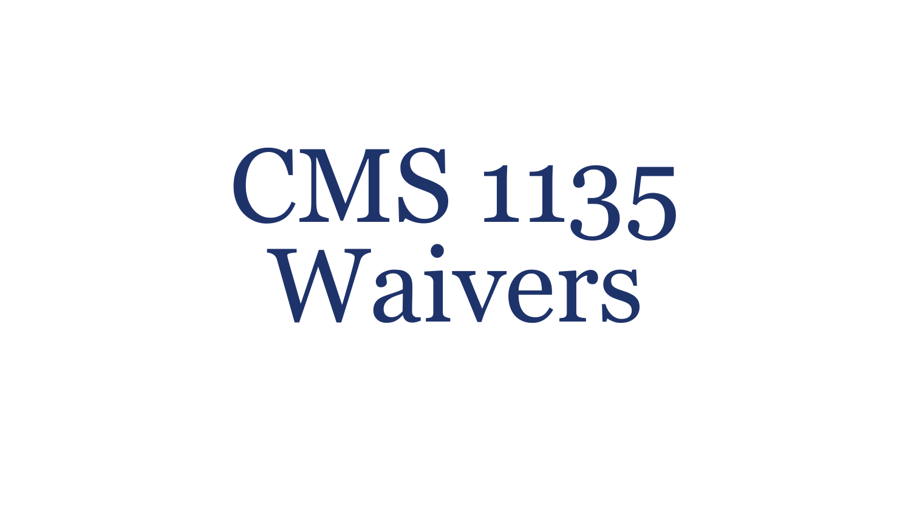# CMS 1135 Waivers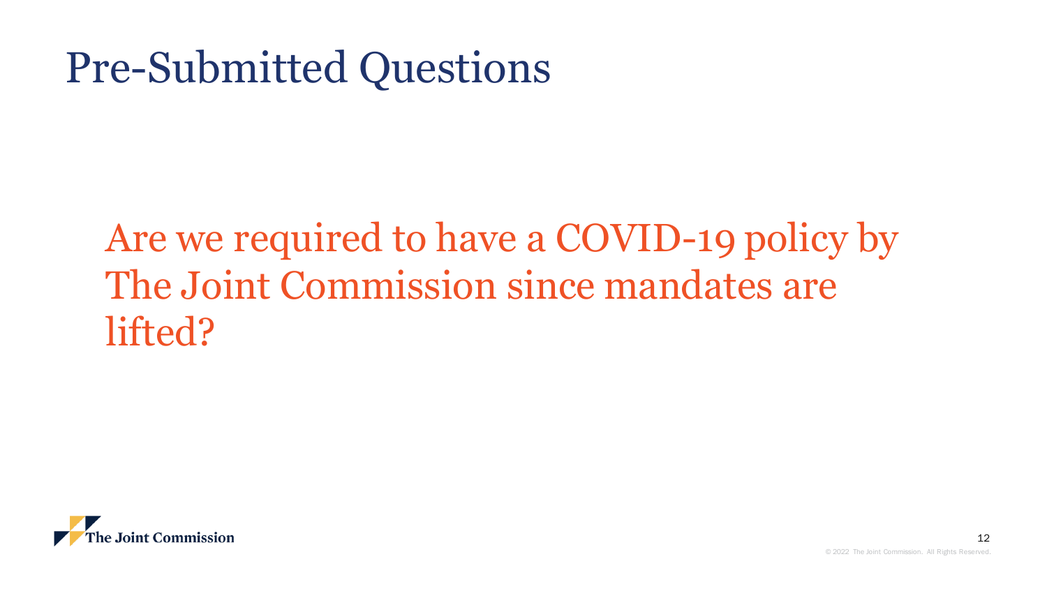# Pre-Submitted Questions

Are we required to have a COVID-19 policy by The Joint Commission since mandates are lifted?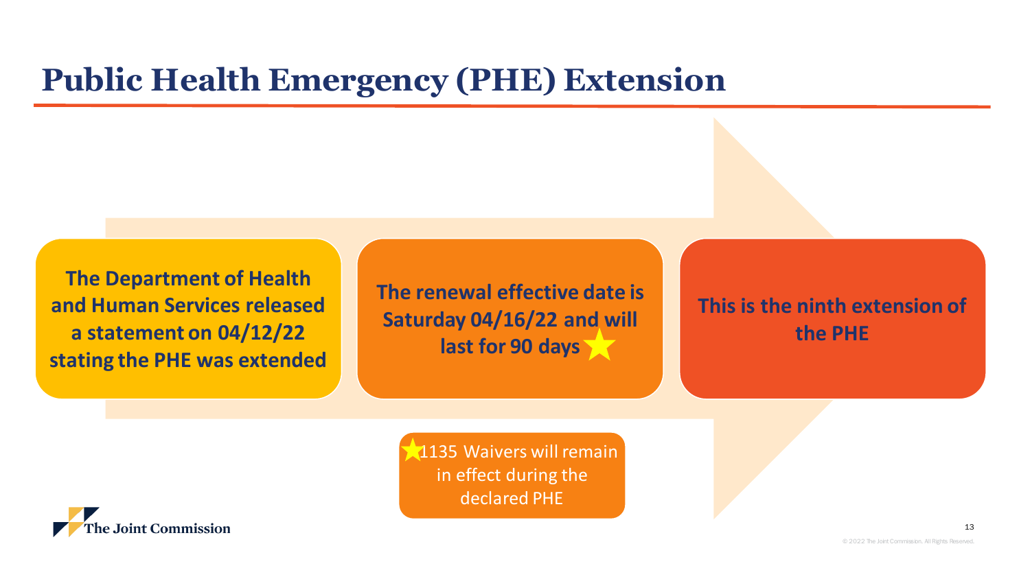# Public Health Emergency (PHE) Extension

**The Department of Health and Human Services released a statement on 04/12/22 stating the PHE was extended**

**The renewal effective date is Saturday 04/16/22 and will last for 90 days ★**

**This is the ninth extension of the PHE**

★1135 Waivers will remain in effect during the declared PHE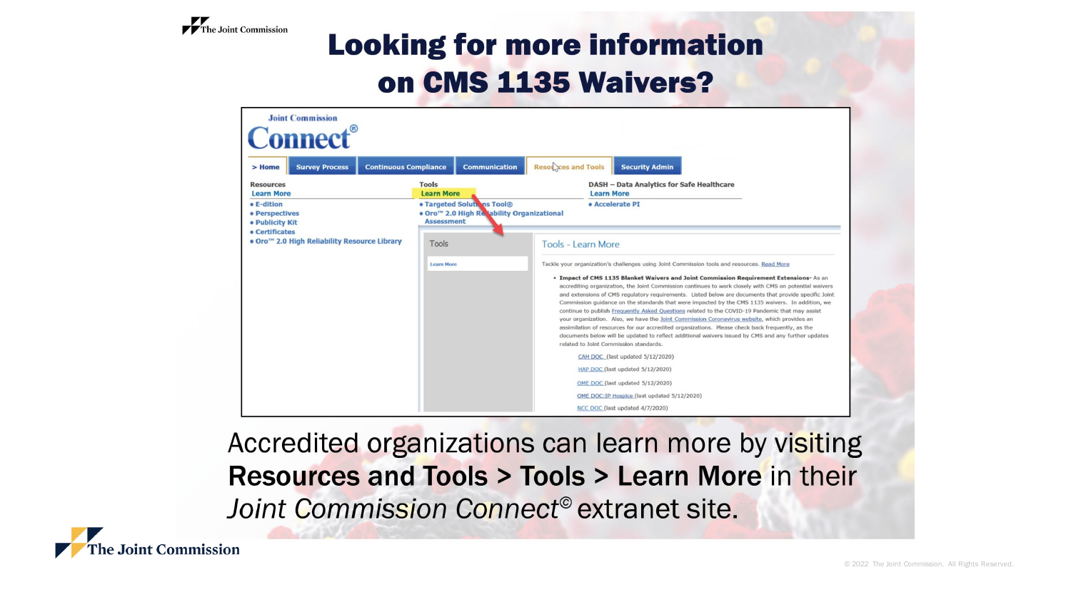# Looking for more information on CMS 1135 Waivers?

Joint Commission **Connect**®

> Home | Survey Process | Continuous Compliance | Communication | Resources and Tools | Security Admin

**Resources**
Learn More
- E-dition
- Perspectives
- Publicity Kit
- Certificates
- Oro™ 2.0 High Reliability Resource Library

**Tools**
Learn More
- Targeted Solutions Tool®
- Oro™ 2.0 High Reliability Organizational Assessment

**DASH – Data Analytics for Safe Healthcare**
Learn More
- Accelerate PI

Tools
Learn More

## Tools - Learn More

Tackle your organization's challenges using Joint Commission tools and resources. Read More

- **Impact of CMS 1135 Blanket Waivers and Joint Commission Requirement Extensions-** As an accrediting organization, the Joint Commission continues to work closely with CMS on potential waivers and extensions of CMS regulatory requirements. Listed below are documents that provide specific Joint Commission guidance on the standards that were impacted by the CMS 1135 waivers. In addition, we continue to publish Frequently Asked Questions related to the COVID-19 Pandemic that may assist your organization. Also, we have the Joint Commission Coronavirus website, which provides an assimilation of resources for our accredited organizations. Please check back frequently, as the documents below will be updated to reflect additional waivers issued by CMS and any further updates related to Joint Commission standards.

  CAH DOC (last updated 5/12/2020)
  HAP DOC (last updated 5/12/2020)
  OME DOC (last updated 5/12/2020)
  OME DOC:IP Hospice (last updated 5/12/2020)
  NCC DOC (last updated 4/7/2020)

Accredited organizations can learn more by visiting **Resources and Tools > Tools > Learn More** in their *Joint Commission Connect*© extranet site.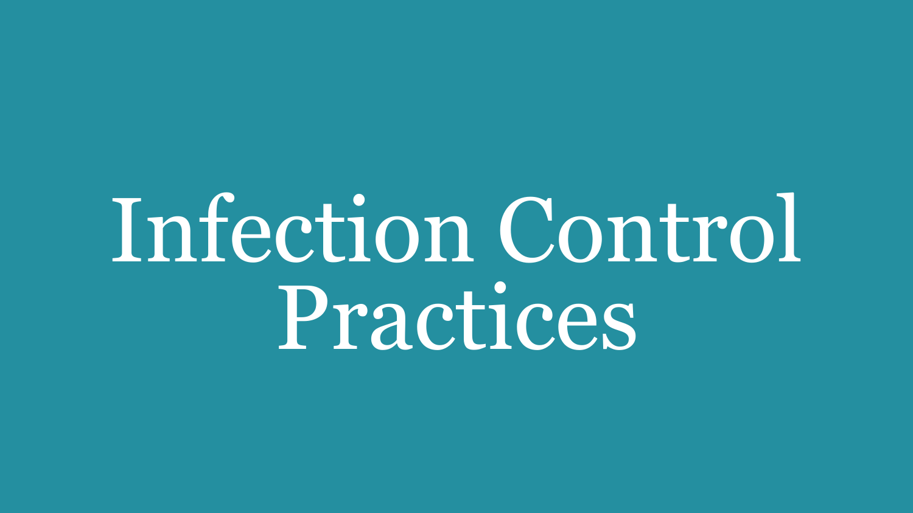# Infection Control Practices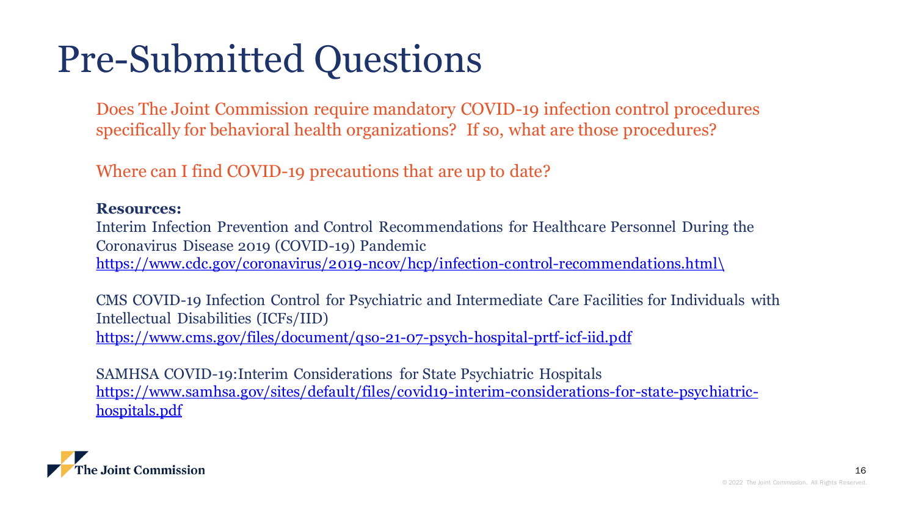# Pre-Submitted Questions

Does The Joint Commission require mandatory COVID-19 infection control procedures specifically for behavioral health organizations? If so, what are those procedures?

Where can I find COVID-19 precautions that are up to date?

**Resources:**

Interim Infection Prevention and Control Recommendations for Healthcare Personnel During the Coronavirus Disease 2019 (COVID-19) Pandemic
https://www.cdc.gov/coronavirus/2019-ncov/hcp/infection-control-recommendations.html\

CMS COVID-19 Infection Control for Psychiatric and Intermediate Care Facilities for Individuals with Intellectual Disabilities (ICFs/IID)
https://www.cms.gov/files/document/qso-21-07-psych-hospital-prtf-icf-iid.pdf

SAMHSA COVID-19:Interim Considerations for State Psychiatric Hospitals
https://www.samhsa.gov/sites/default/files/covid19-interim-considerations-for-state-psychiatric-hospitals.pdf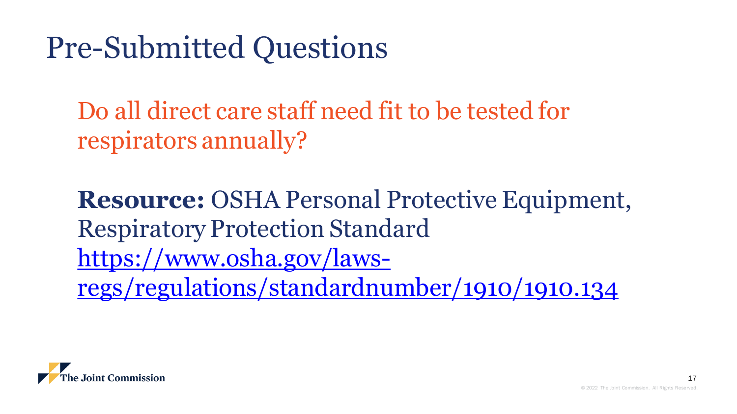# Pre-Submitted Questions

Do all direct care staff need fit to be tested for respirators annually?

**Resource:** OSHA Personal Protective Equipment, Respiratory Protection Standard https://www.osha.gov/laws-regs/regulations/standardnumber/1910/1910.134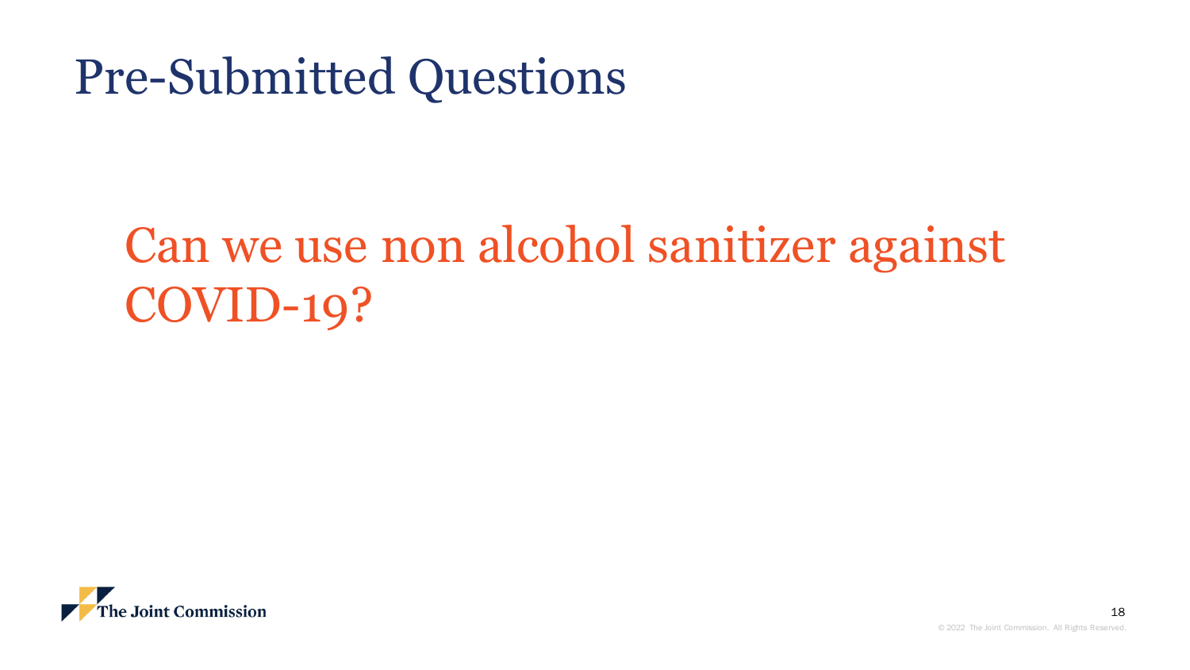# Pre-Submitted Questions

## Can we use non alcohol sanitizer against COVID-19?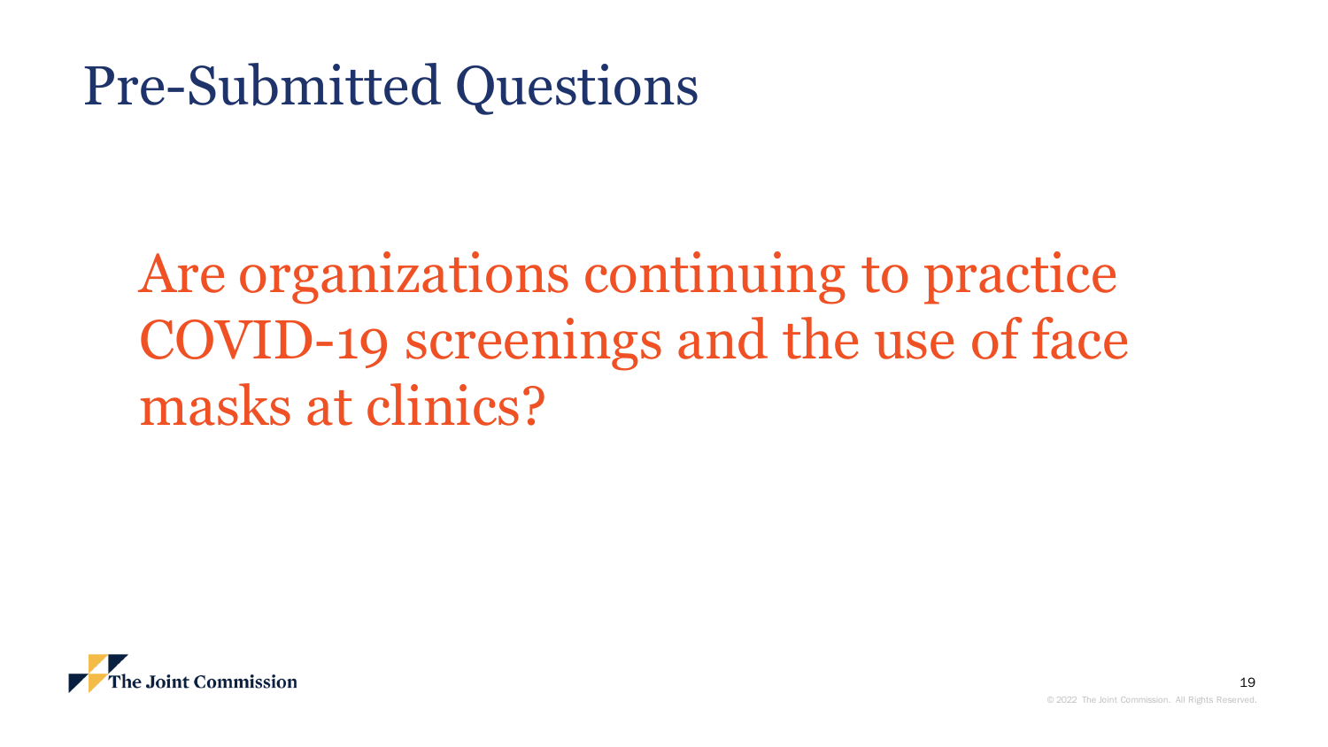# Pre-Submitted Questions

Are organizations continuing to practice COVID-19 screenings and the use of face masks at clinics?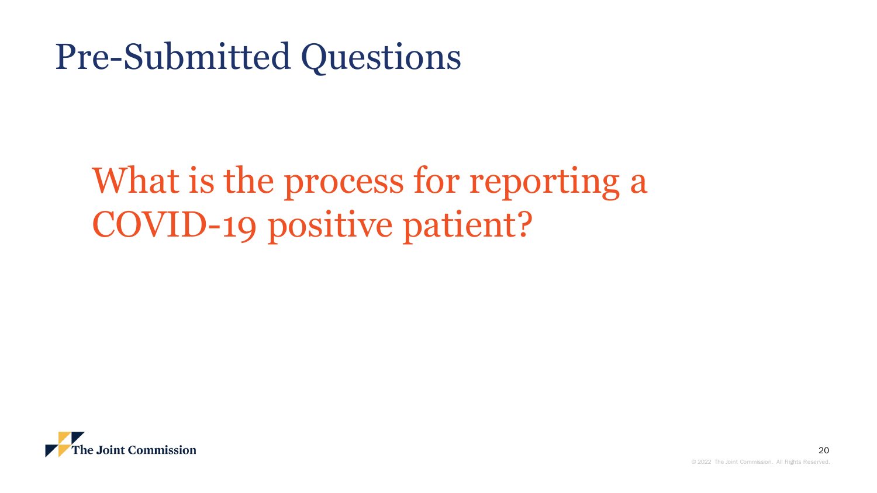# Pre-Submitted Questions

## What is the process for reporting a COVID-19 positive patient?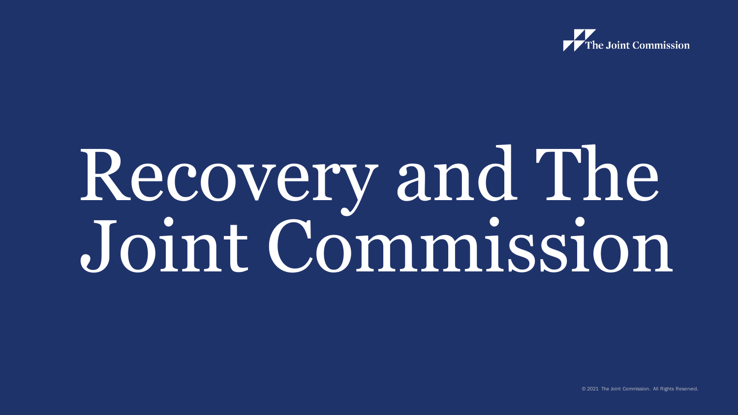# Recovery and The Joint Commission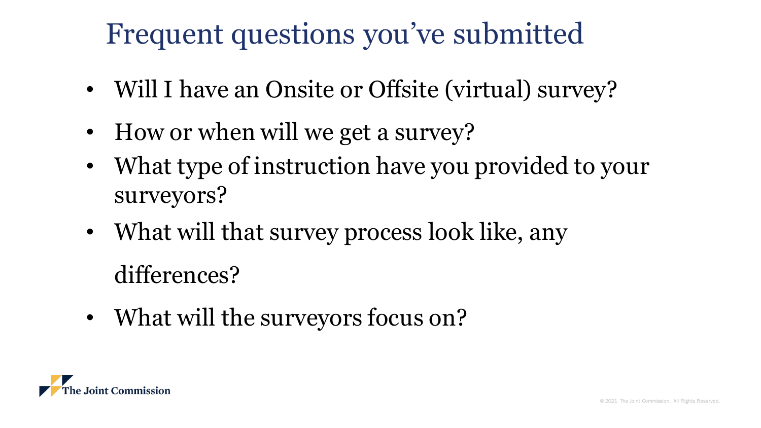# Frequent questions you've submitted

- Will I have an Onsite or Offsite (virtual) survey?
- How or when will we get a survey?
- What type of instruction have you provided to your surveyors?
- What will that survey process look like, any differences?
- What will the surveyors focus on?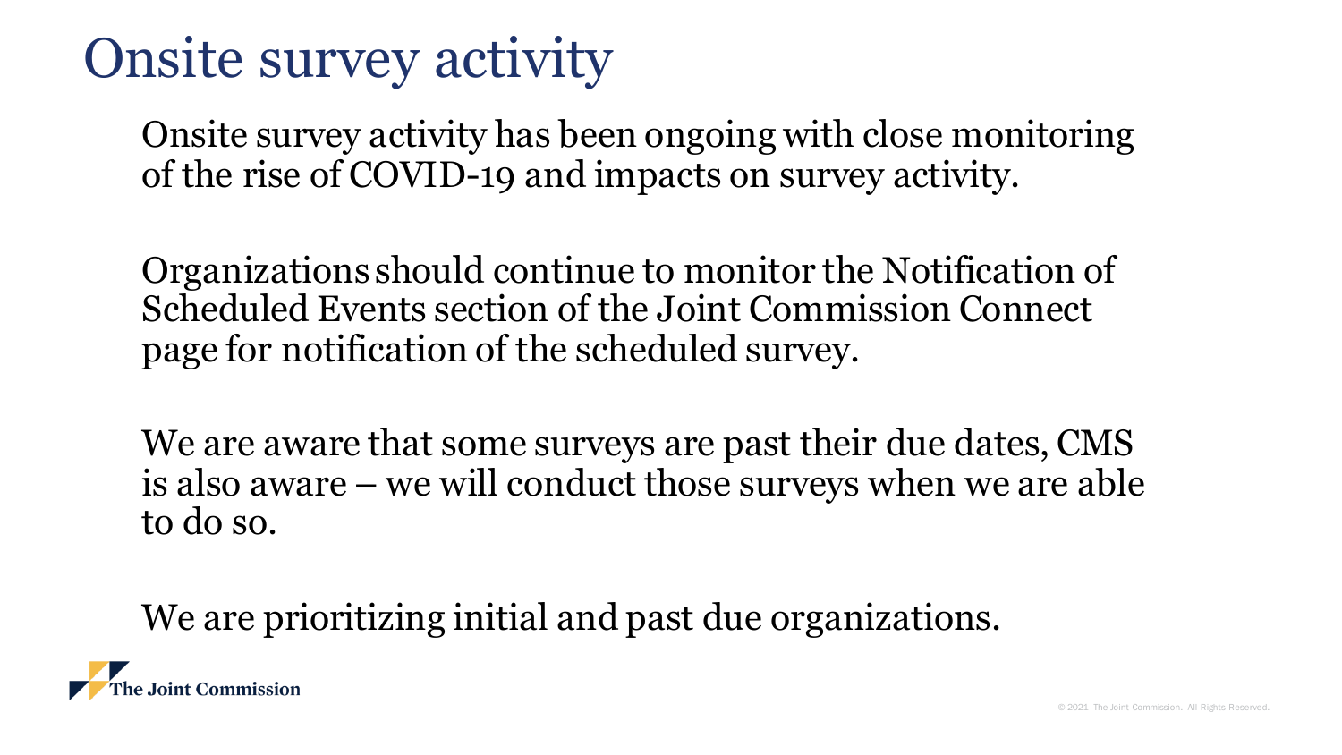# Onsite survey activity

Onsite survey activity has been ongoing with close monitoring of the rise of COVID-19 and impacts on survey activity.

Organizations should continue to monitor the Notification of Scheduled Events section of the Joint Commission Connect page for notification of the scheduled survey.

We are aware that some surveys are past their due dates, CMS is also aware – we will conduct those surveys when we are able to do so.

We are prioritizing initial and past due organizations.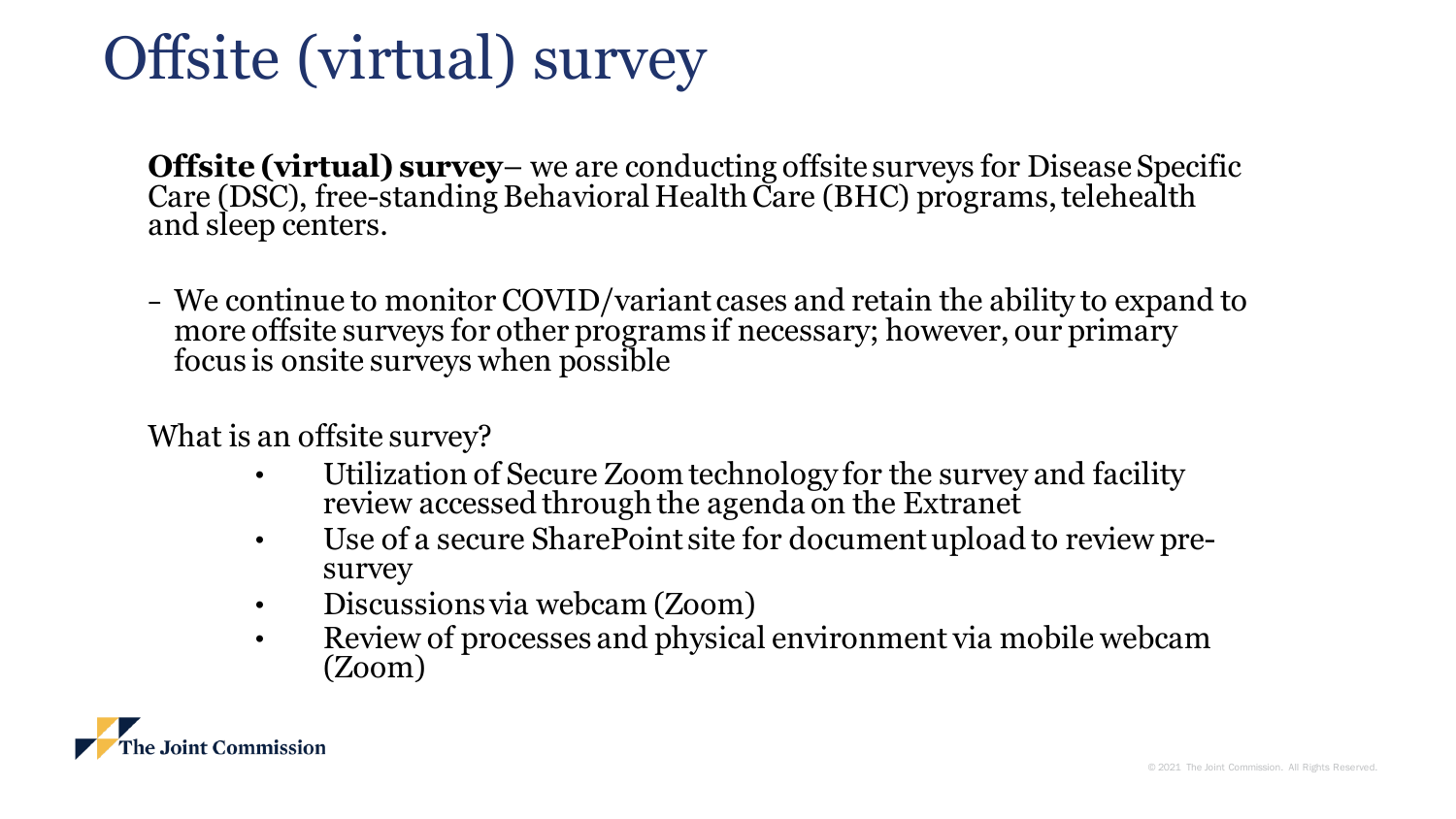# Offsite (virtual) survey

**Offsite (virtual) survey**– we are conducting offsite surveys for Disease Specific Care (DSC), free-standing Behavioral Health Care (BHC) programs, telehealth and sleep centers.

- We continue to monitor COVID/variant cases and retain the ability to expand to more offsite surveys for other programs if necessary; however, our primary focus is onsite surveys when possible

What is an offsite survey?

- Utilization of Secure Zoom technology for the survey and facility review accessed through the agenda on the Extranet
- Use of a secure SharePoint site for document upload to review pre-survey
- Discussions via webcam (Zoom)
- Review of processes and physical environment via mobile webcam (Zoom)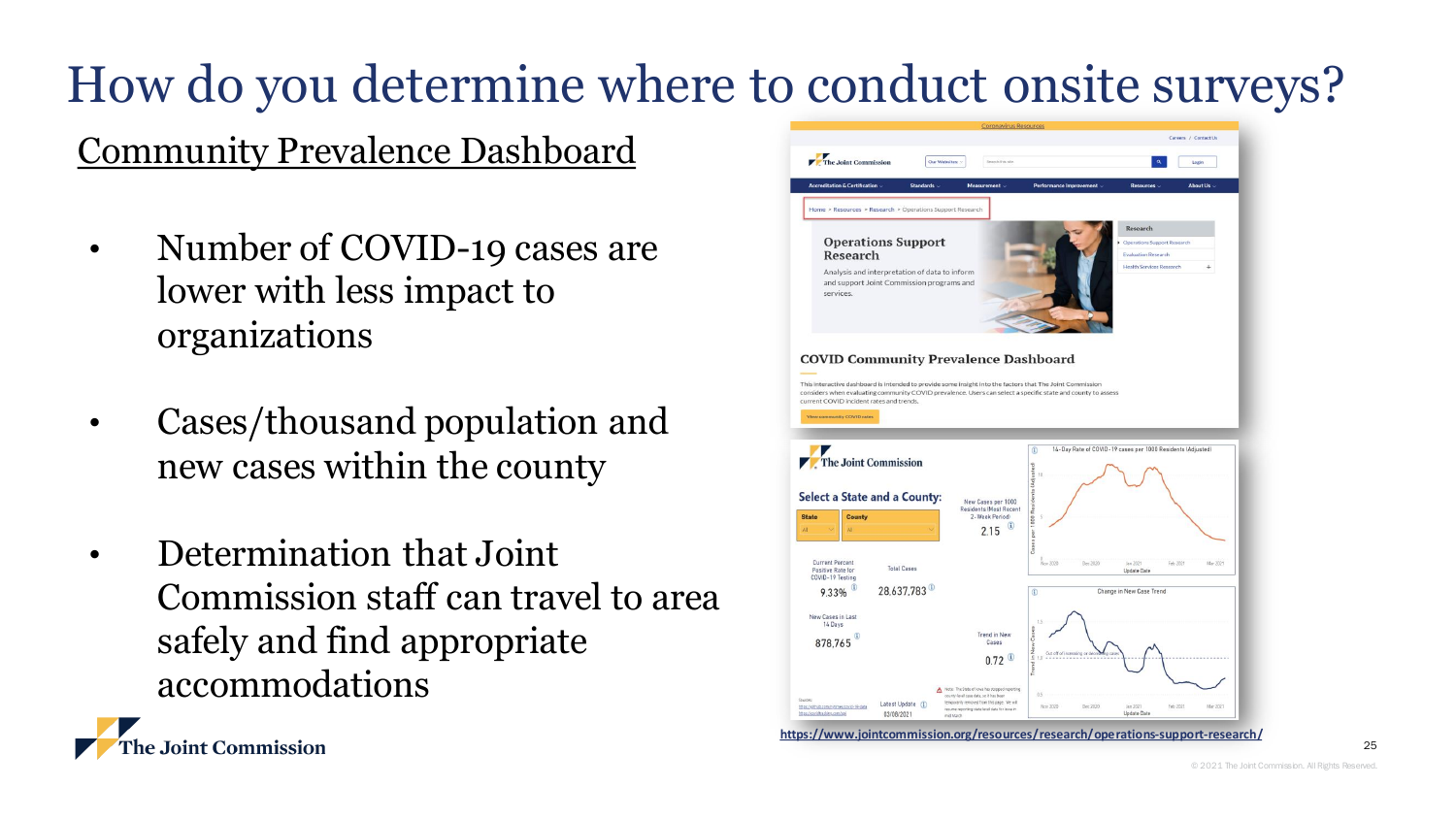# How do you determine where to conduct onsite surveys?

## Community Prevalence Dashboard

- Number of COVID-19 cases are lower with less impact to organizations
- Cases/thousand population and new cases within the county
- Determination that Joint Commission staff can travel to area safely and find appropriate accommodations

https://www.jointcommission.org/resources/research/operations-support-research/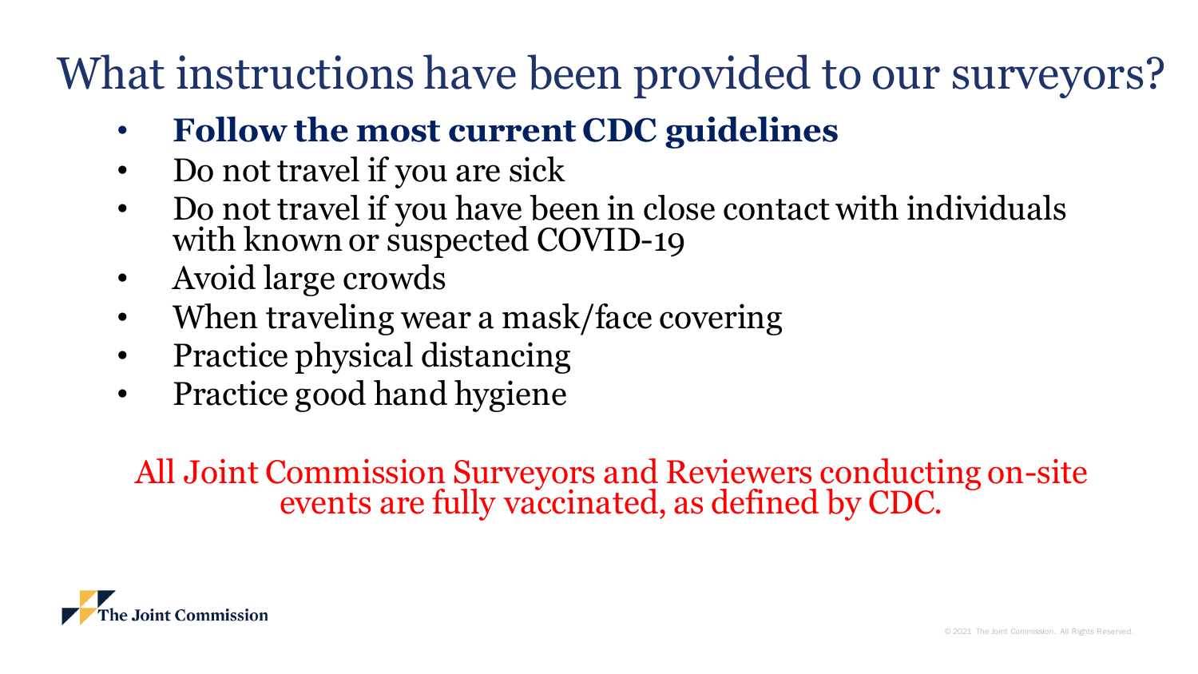# What instructions have been provided to our surveyors?

- **Follow the most current CDC guidelines**
- Do not travel if you are sick
- Do not travel if you have been in close contact with individuals with known or suspected COVID-19
- Avoid large crowds
- When traveling wear a mask/face covering
- Practice physical distancing
- Practice good hand hygiene

All Joint Commission Surveyors and Reviewers conducting on-site events are fully vaccinated, as defined by CDC.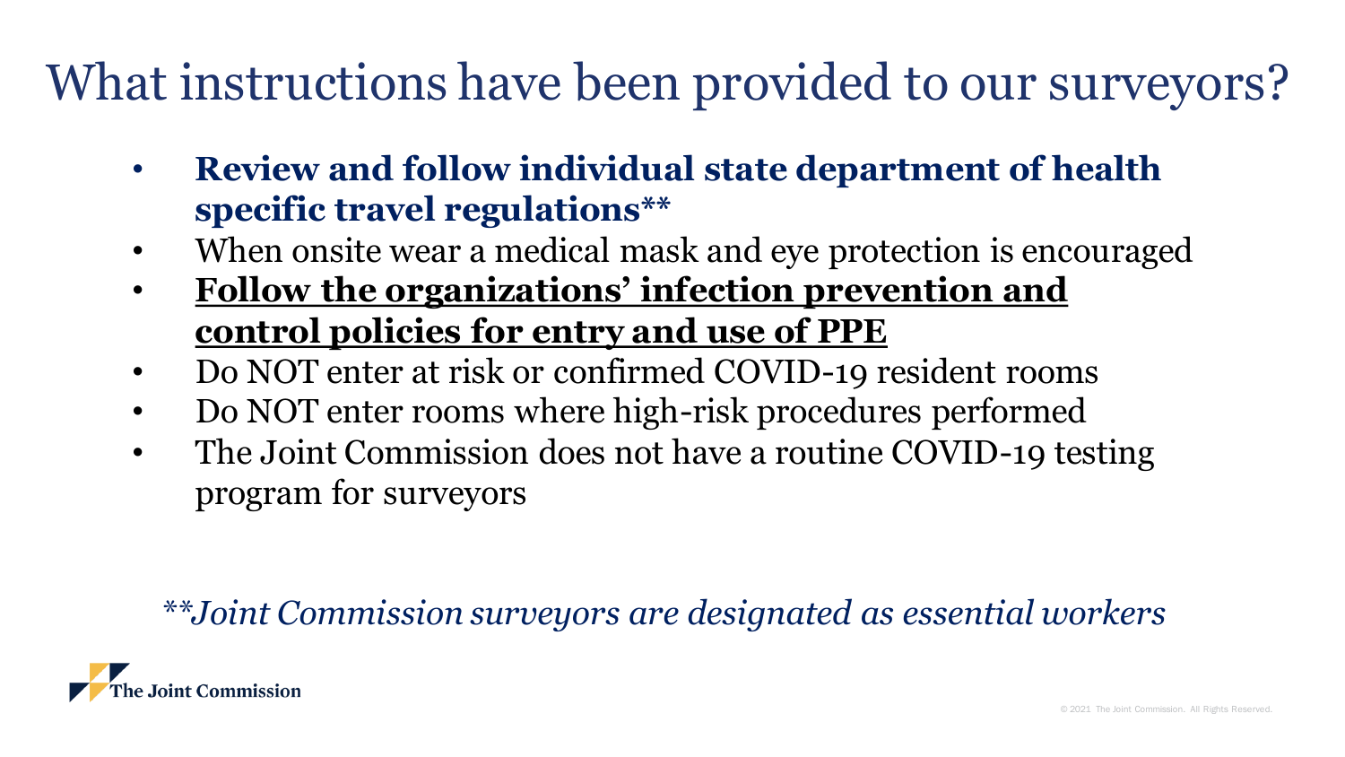# What instructions have been provided to our surveyors?

- **Review and follow individual state department of health specific travel regulations****
- When onsite wear a medical mask and eye protection is encouraged
- **<u>Follow the organizations' infection prevention and control policies for entry and use of PPE</u>**
- Do NOT enter at risk or confirmed COVID-19 resident rooms
- Do NOT enter rooms where high-risk procedures performed
- The Joint Commission does not have a routine COVID-19 testing program for surveyors

*\*\*Joint Commission surveyors are designated as essential workers*

The Joint Commission

© 2021 The Joint Commission. All Rights Reserved.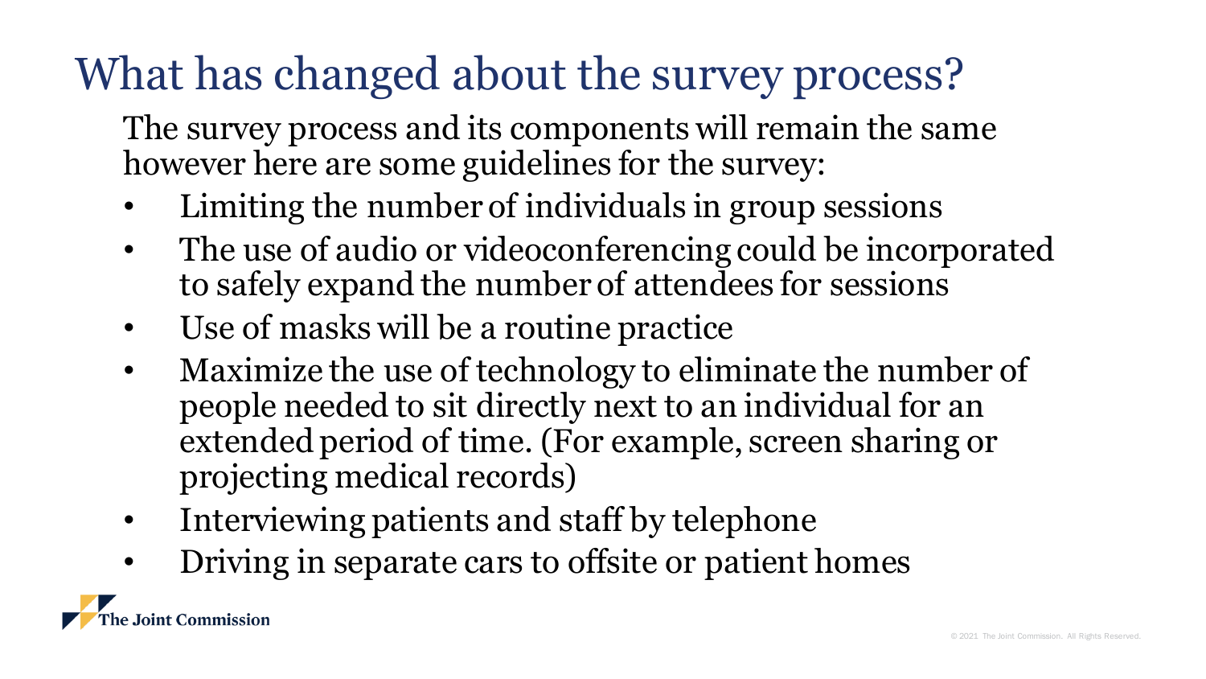# What has changed about the survey process?

The survey process and its components will remain the same however here are some guidelines for the survey:

- Limiting the number of individuals in group sessions
- The use of audio or videoconferencing could be incorporated to safely expand the number of attendees for sessions
- Use of masks will be a routine practice
- Maximize the use of technology to eliminate the number of people needed to sit directly next to an individual for an extended period of time. (For example, screen sharing or projecting medical records)
- Interviewing patients and staff by telephone
- Driving in separate cars to offsite or patient homes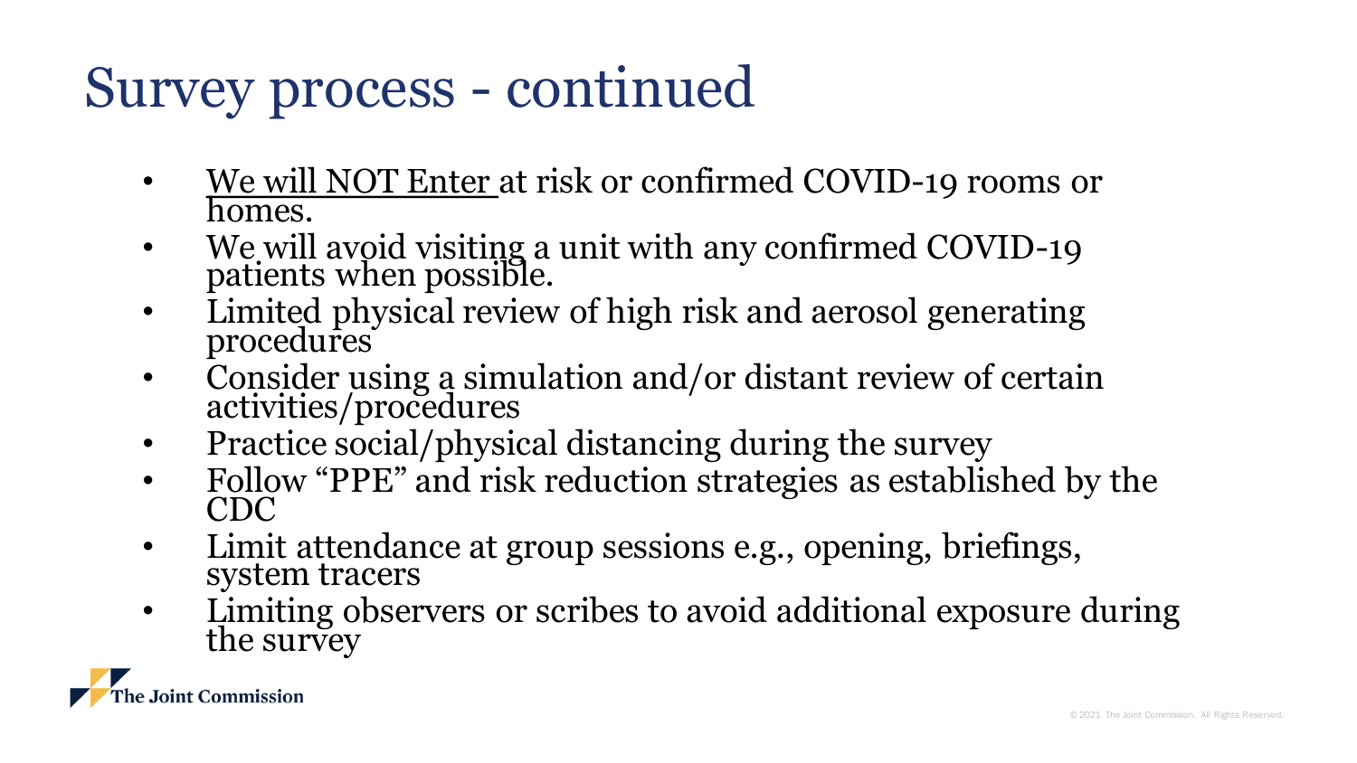# Survey process - continued

- We will NOT Enter at risk or confirmed COVID-19 rooms or homes.
- We will avoid visiting a unit with any confirmed COVID-19 patients when possible.
- Limited physical review of high risk and aerosol generating procedures
- Consider using a simulation and/or distant review of certain activities/procedures
- Practice social/physical distancing during the survey
- Follow "PPE" and risk reduction strategies as established by the CDC
- Limit attendance at group sessions e.g., opening, briefings, system tracers
- Limiting observers or scribes to avoid additional exposure during the survey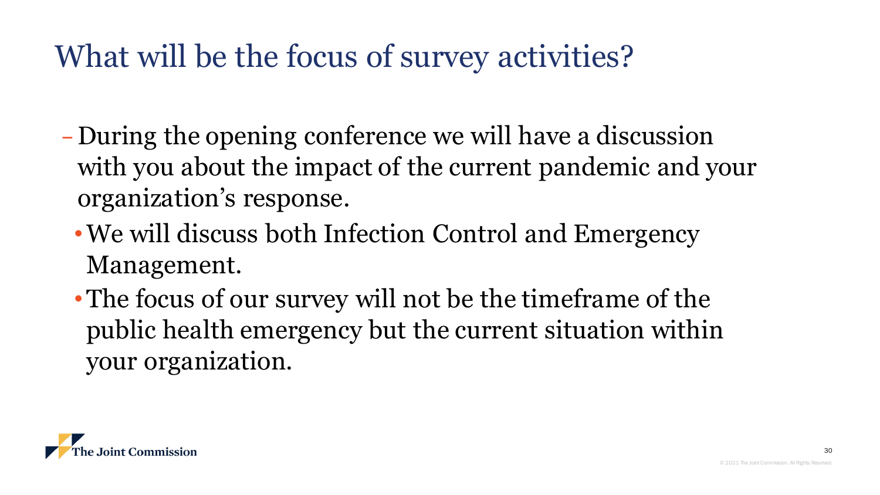# What will be the focus of survey activities?

- During the opening conference we will have a discussion with you about the impact of the current pandemic and your organization's response.
  - We will discuss both Infection Control and Emergency Management.
  - The focus of our survey will not be the timeframe of the public health emergency but the current situation within your organization.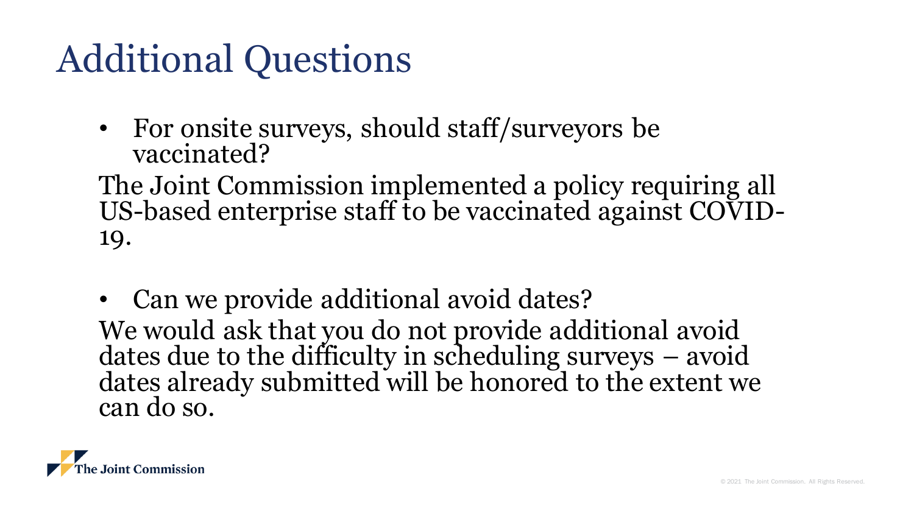# Additional Questions

- For onsite surveys, should staff/surveyors be vaccinated?

The Joint Commission implemented a policy requiring all US-based enterprise staff to be vaccinated against COVID-19.

- Can we provide additional avoid dates?

We would ask that you do not provide additional avoid dates due to the difficulty in scheduling surveys – avoid dates already submitted will be honored to the extent we can do so.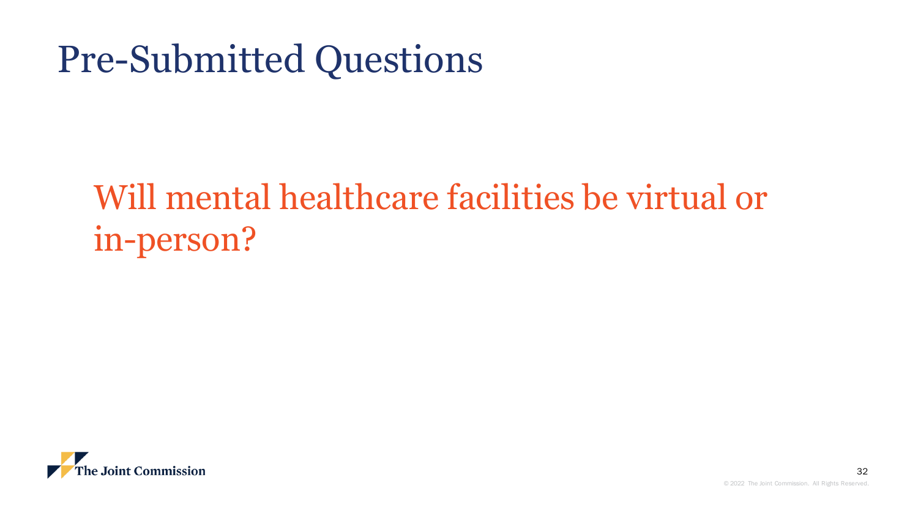# Pre-Submitted Questions

Will mental healthcare facilities be virtual or in-person?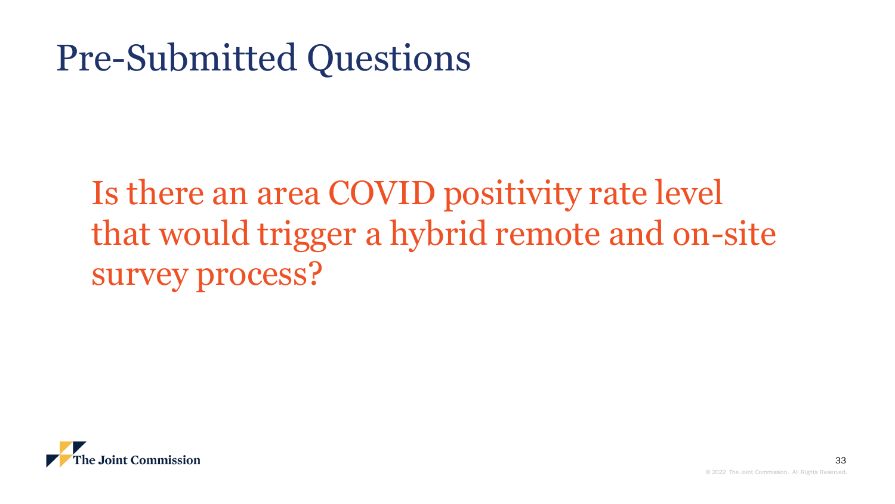# Pre-Submitted Questions

Is there an area COVID positivity rate level that would trigger a hybrid remote and on-site survey process?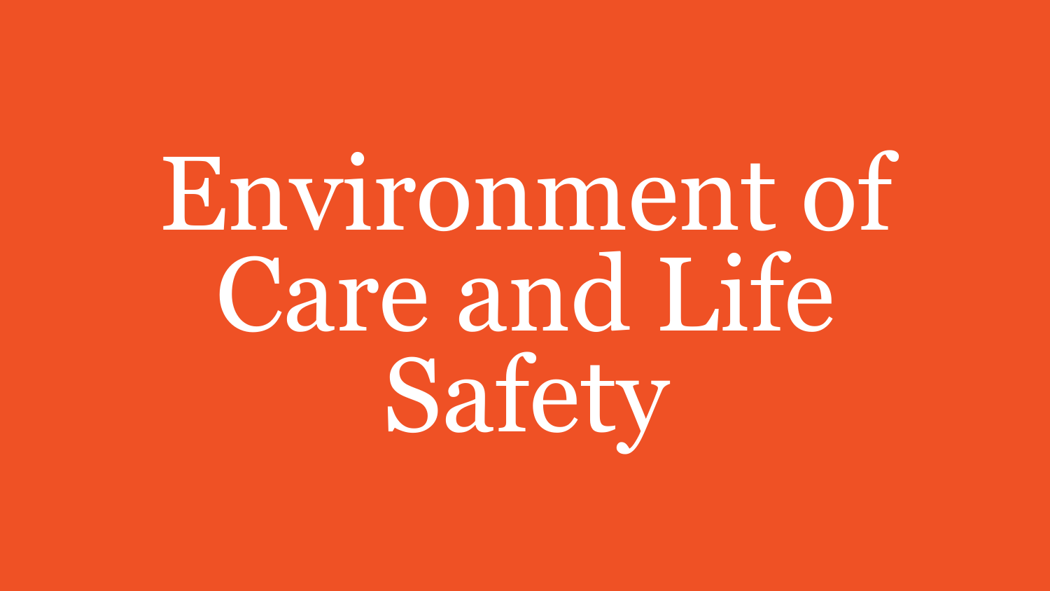# Environment of Care and Life Safety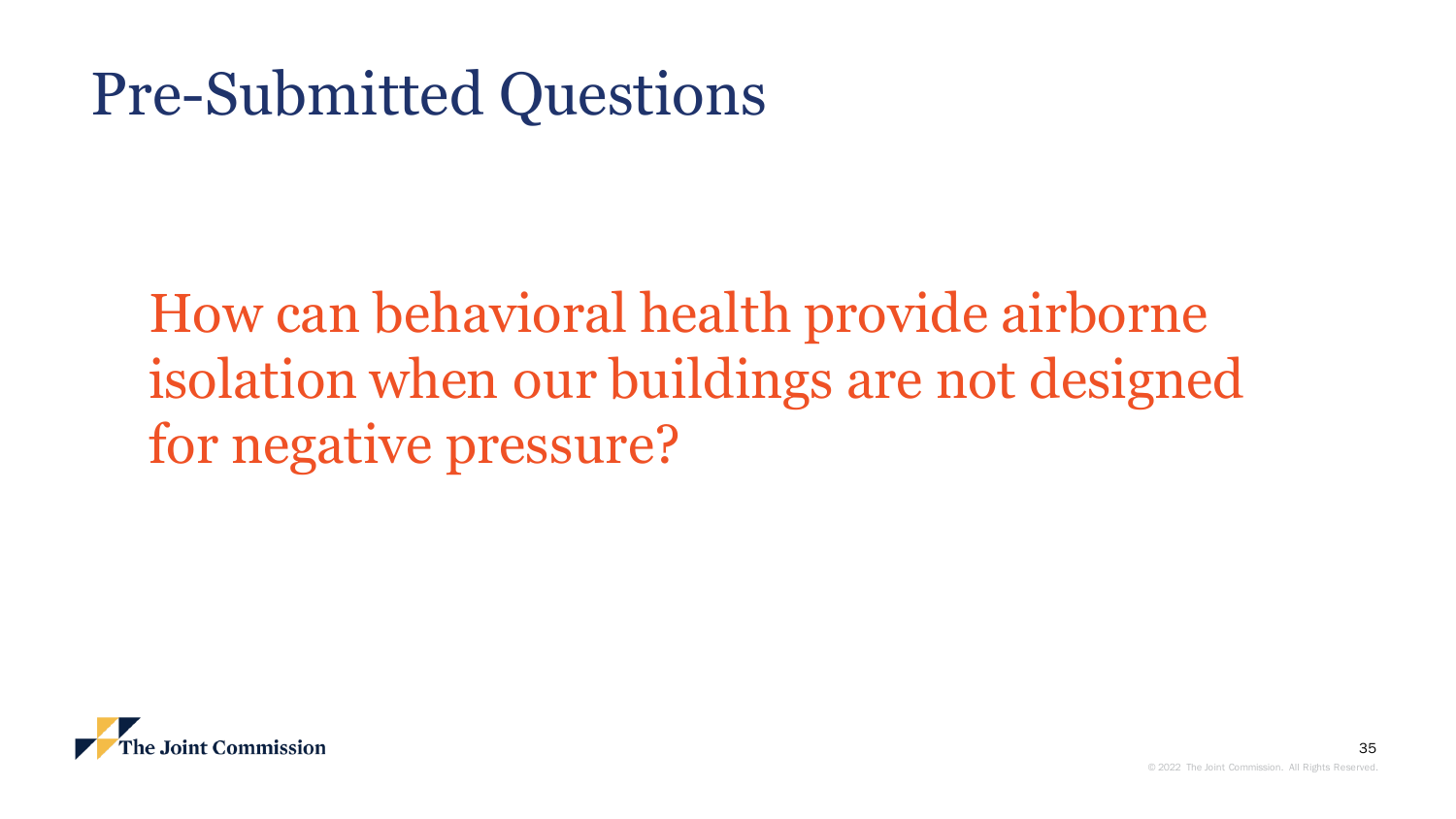# Pre-Submitted Questions

How can behavioral health provide airborne isolation when our buildings are not designed for negative pressure?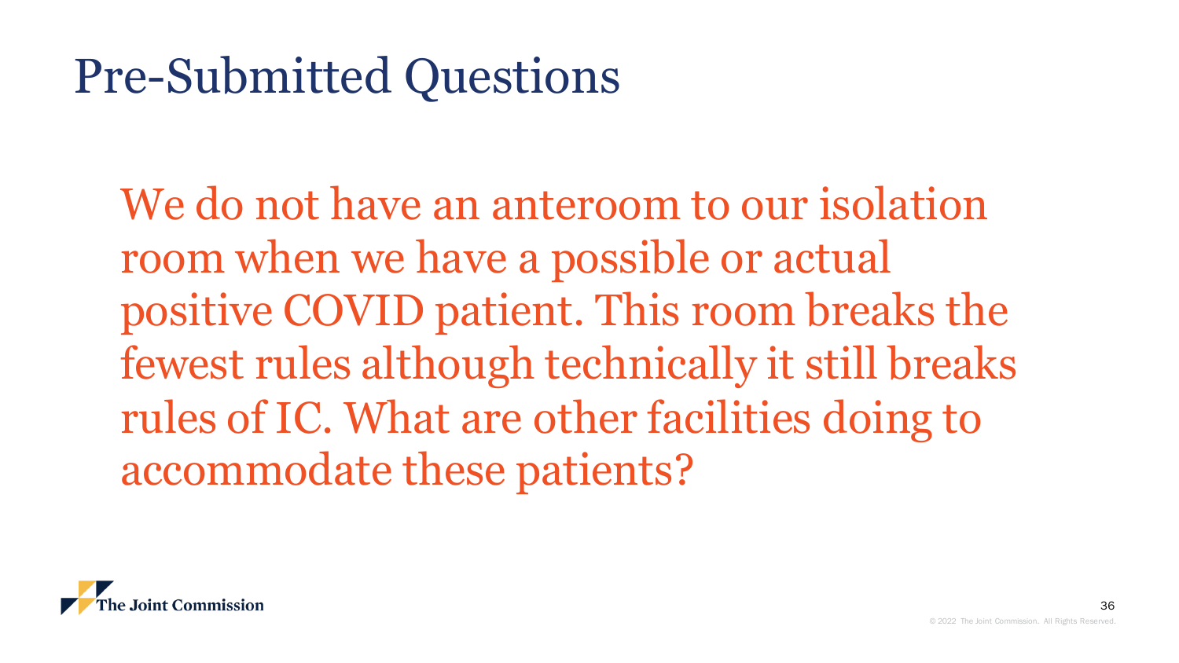# Pre-Submitted Questions

We do not have an anteroom to our isolation room when we have a possible or actual positive COVID patient. This room breaks the fewest rules although technically it still breaks rules of IC. What are other facilities doing to accommodate these patients?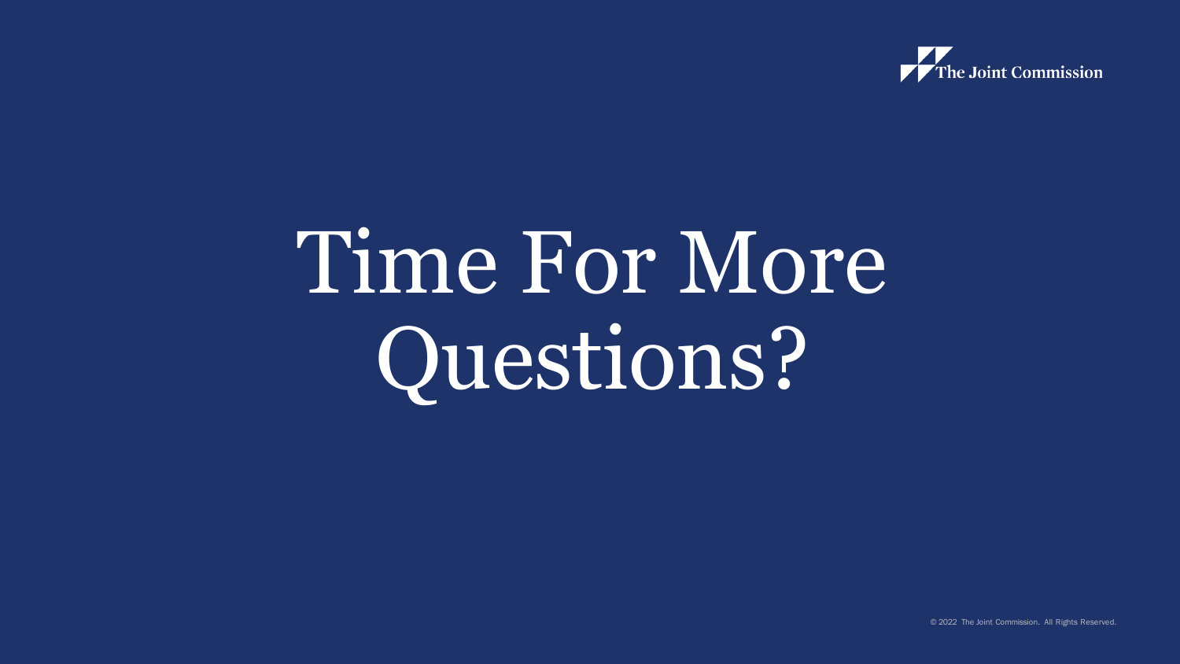# Time For More Questions?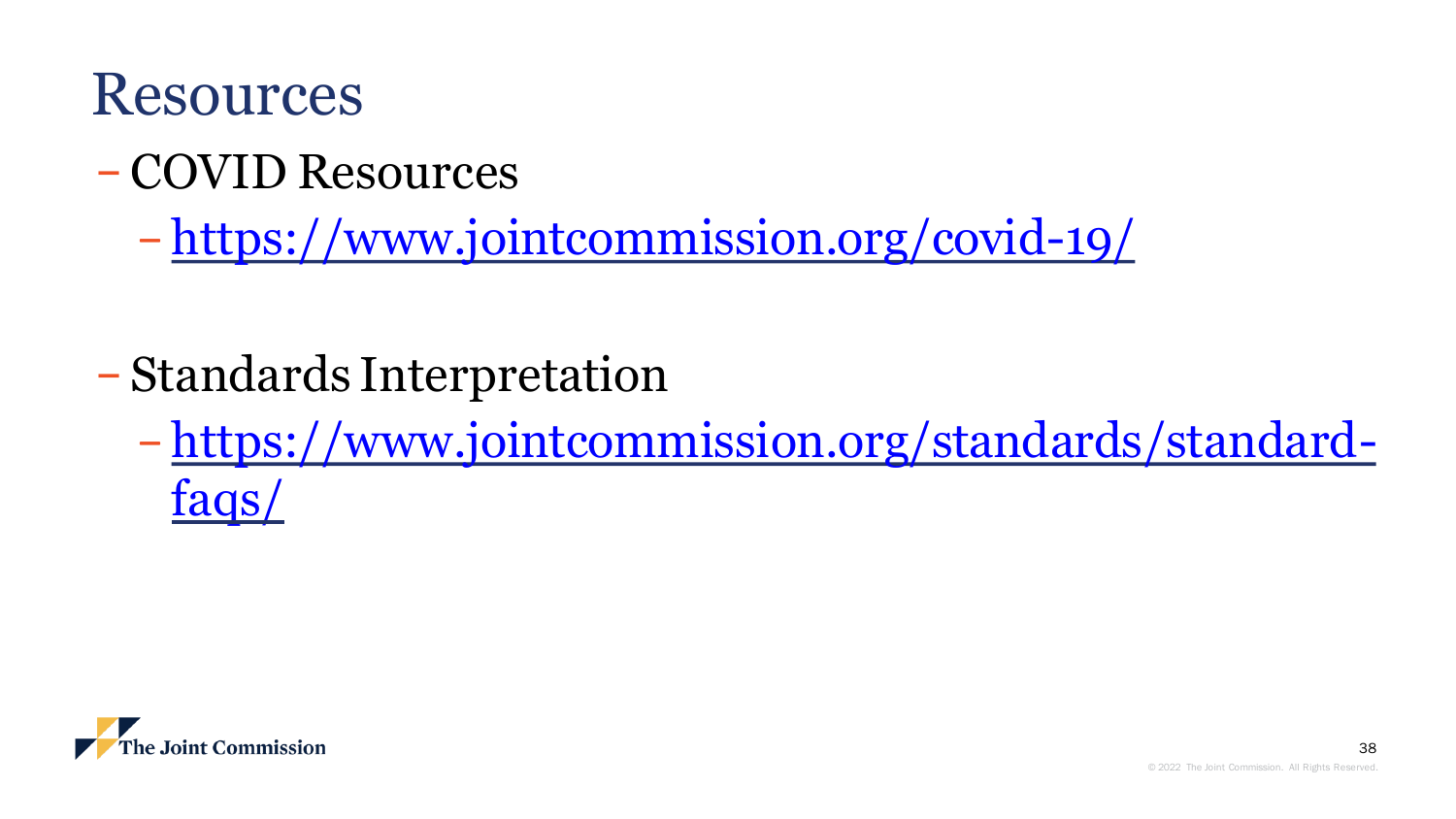# Resources

- COVID Resources
  - https://www.jointcommission.org/covid-19/

- Standards Interpretation
  - https://www.jointcommission.org/standards/standard-faqs/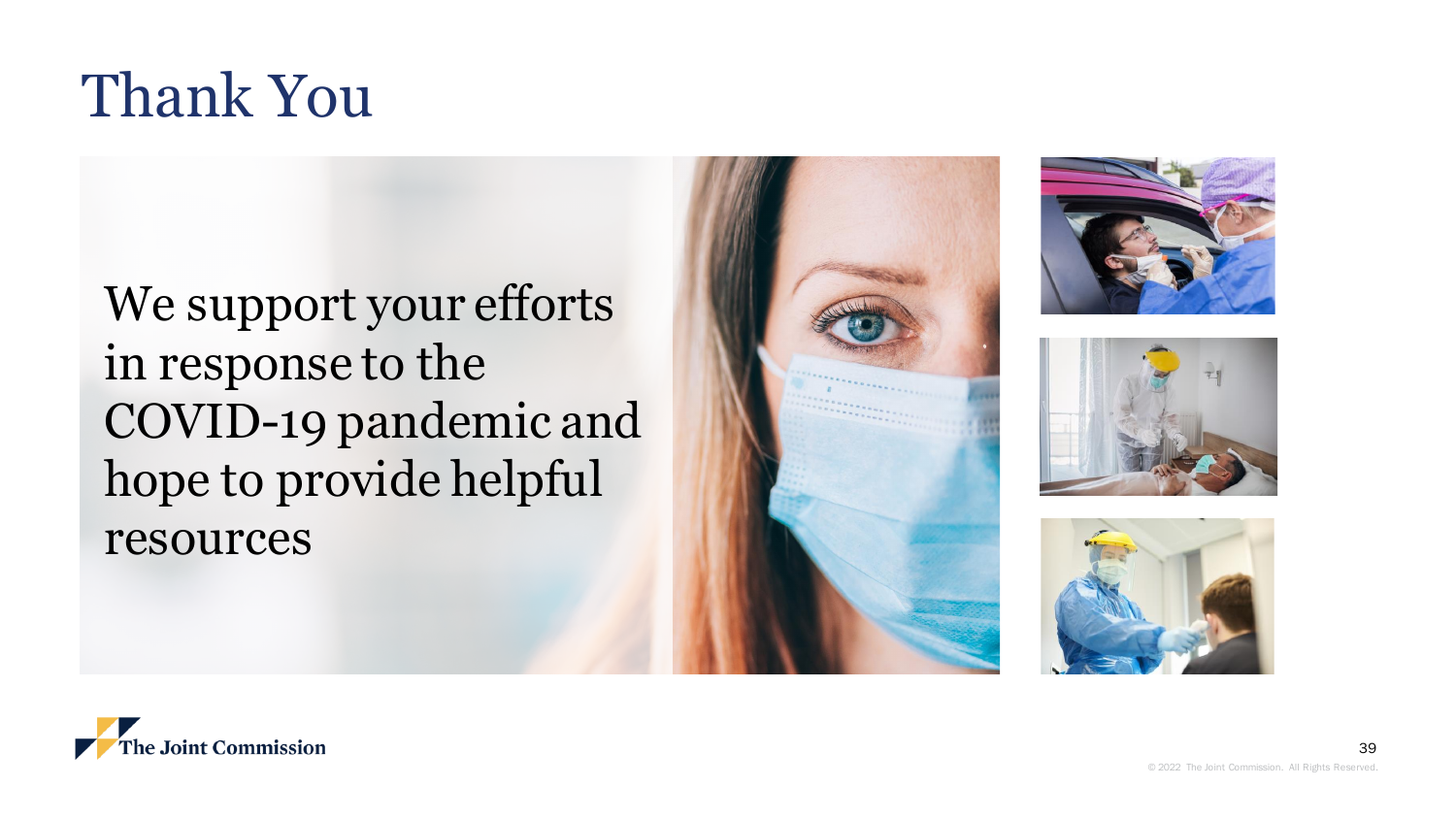# Thank You

We support your efforts in response to the COVID-19 pandemic and hope to provide helpful resources